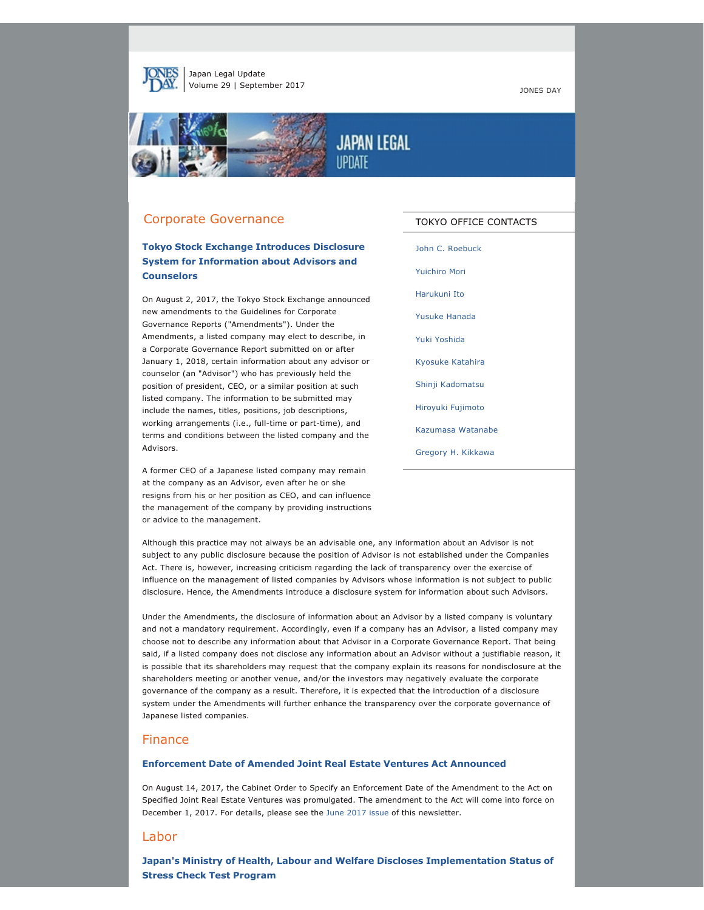Japan Legal Update
Volume 29 | September 2017

JONES DAY

# JAPAN LEGAL UPDATE

## Corporate Governance

### Tokyo Stock Exchange Introduces Disclosure System for Information about Advisors and Counselors

On August 2, 2017, the Tokyo Stock Exchange announced new amendments to the Guidelines for Corporate Governance Reports ("Amendments"). Under the Amendments, a listed company may elect to describe, in a Corporate Governance Report submitted on or after January 1, 2018, certain information about any advisor or counselor (an "Advisor") who has previously held the position of president, CEO, or a similar position at such listed company. The information to be submitted may include the names, titles, positions, job descriptions, working arrangements (i.e., full-time or part-time), and terms and conditions between the listed company and the Advisors.

A former CEO of a Japanese listed company may remain at the company as an Advisor, even after he or she resigns from his or her position as CEO, and can influence the management of the company by providing instructions or advice to the management.

Although this practice may not always be an advisable one, any information about an Advisor is not subject to any public disclosure because the position of Advisor is not established under the Companies Act. There is, however, increasing criticism regarding the lack of transparency over the exercise of influence on the management of listed companies by Advisors whose information is not subject to public disclosure. Hence, the Amendments introduce a disclosure system for information about such Advisors.

Under the Amendments, the disclosure of information about an Advisor by a listed company is voluntary and not a mandatory requirement. Accordingly, even if a company has an Advisor, a listed company may choose not to describe any information about that Advisor in a Corporate Governance Report. That being said, if a listed company does not disclose any information about an Advisor without a justifiable reason, it is possible that its shareholders may request that the company explain its reasons for nondisclosure at the shareholders meeting or another venue, and/or the investors may negatively evaluate the corporate governance of the company as a result. Therefore, it is expected that the introduction of a disclosure system under the Amendments will further enhance the transparency over the corporate governance of Japanese listed companies.

## Finance

### Enforcement Date of Amended Joint Real Estate Ventures Act Announced

On August 14, 2017, the Cabinet Order to Specify an Enforcement Date of the Amendment to the Act on Specified Joint Real Estate Ventures was promulgated. The amendment to the Act will come into force on December 1, 2017. For details, please see the June 2017 issue of this newsletter.

## Labor

### Japan's Ministry of Health, Labour and Welfare Discloses Implementation Status of Stress Check Test Program

TOKYO OFFICE CONTACTS

- John C. Roebuck
- Yuichiro Mori
- Harukuni Ito
- Yusuke Hanada
- Yuki Yoshida
- Kyosuke Katahira
- Shinji Kadomatsu
- Hiroyuki Fujimoto
- Kazumasa Watanabe
- Gregory H. Kikkawa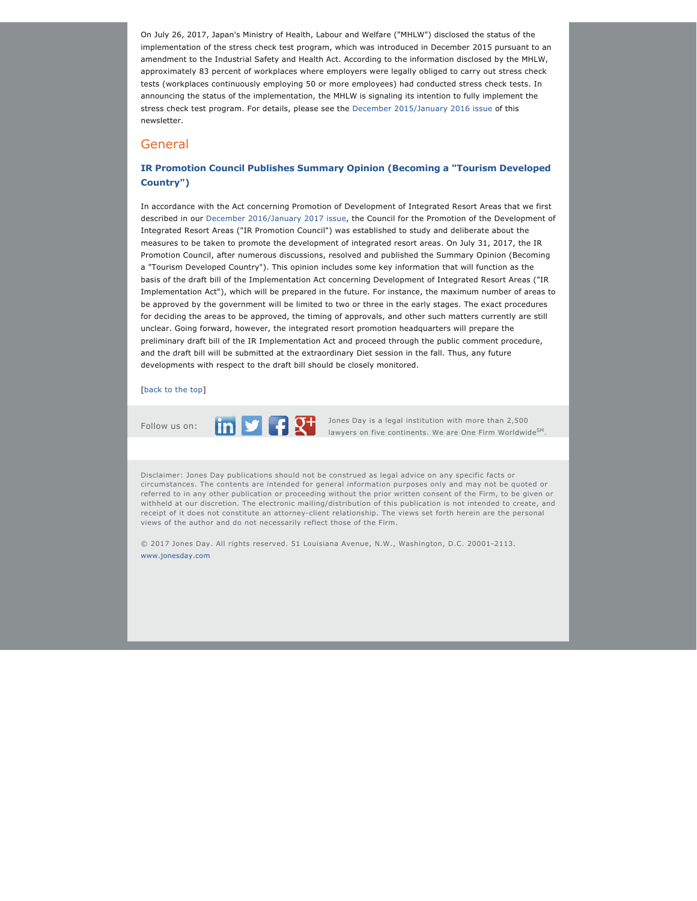On July 26, 2017, Japan's Ministry of Health, Labour and Welfare ("MHLW") disclosed the status of the implementation of the stress check test program, which was introduced in December 2015 pursuant to an amendment to the Industrial Safety and Health Act. According to the information disclosed by the MHLW, approximately 83 percent of workplaces where employers were legally obliged to carry out stress check tests (workplaces continuously employing 50 or more employees) had conducted stress check tests. In announcing the status of the implementation, the MHLW is signaling its intention to fully implement the stress check test program. For details, please see the December 2015/January 2016 issue of this newsletter.

## General

### IR Promotion Council Publishes Summary Opinion (Becoming a "Tourism Developed Country")

In accordance with the Act concerning Promotion of Development of Integrated Resort Areas that we first described in our December 2016/January 2017 issue, the Council for the Promotion of the Development of Integrated Resort Areas ("IR Promotion Council") was established to study and deliberate about the measures to be taken to promote the development of integrated resort areas. On July 31, 2017, the IR Promotion Council, after numerous discussions, resolved and published the Summary Opinion (Becoming a "Tourism Developed Country"). This opinion includes some key information that will function as the basis of the draft bill of the Implementation Act concerning Development of Integrated Resort Areas ("IR Implementation Act"), which will be prepared in the future. For instance, the maximum number of areas to be approved by the government will be limited to two or three in the early stages. The exact procedures for deciding the areas to be approved, the timing of approvals, and other such matters currently are still unclear. Going forward, however, the integrated resort promotion headquarters will prepare the preliminary draft bill of the IR Implementation Act and proceed through the public comment procedure, and the draft bill will be submitted at the extraordinary Diet session in the fall. Thus, any future developments with respect to the draft bill should be closely monitored.

[back to the top]

Follow us on:

Jones Day is a legal institution with more than 2,500 lawyers on five continents. We are One Firm Worldwide℠.

Disclaimer: Jones Day publications should not be construed as legal advice on any specific facts or circumstances. The contents are intended for general information purposes only and may not be quoted or referred to in any other publication or proceeding without the prior written consent of the Firm, to be given or withheld at our discretion. The electronic mailing/distribution of this publication is not intended to create, and receipt of it does not constitute an attorney-client relationship. The views set forth herein are the personal views of the author and do not necessarily reflect those of the Firm.

© 2017 Jones Day. All rights reserved. 51 Louisiana Avenue, N.W., Washington, D.C. 20001-2113.
www.jonesday.com